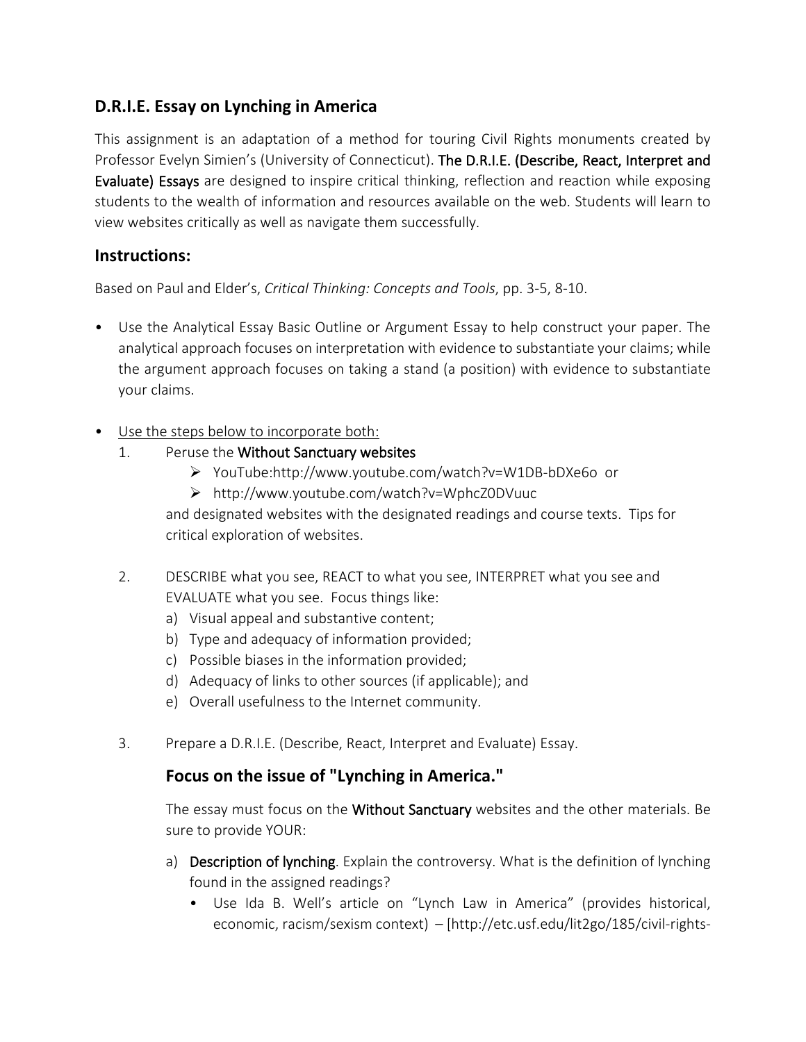## D.R.I.E. Essay on Lynching in America

This assignment is an adaptation of a method for touring Civil Rights monuments created by Professor Evelyn Simien's (University of Connecticut). **The D.R.I.E. (Describe, React, Interpret and Evaluate) Essays** are designed to inspire critical thinking, reflection and reaction while exposing students to the wealth of information and resources available on the web. Students will learn to view websites critically as well as navigate them successfully.

## Instructions:

Based on Paul and Elder's, *Critical Thinking: Concepts and Tools*, pp. 3-5, 8-10.

- Use the Analytical Essay Basic Outline or Argument Essay to help construct your paper. The analytical approach focuses on interpretation with evidence to substantiate your claims; while the argument approach focuses on taking a stand (a position) with evidence to substantiate your claims.

- <u>Use the steps below to incorporate both:</u>
  1. Peruse the **Without Sanctuary websites**
     - YouTube:http://www.youtube.com/watch?v=W1DB-bDXe6o or
     - http://www.youtube.com/watch?v=WphcZ0DVuuc

     and designated websites with the designated readings and course texts. Tips for critical exploration of websites.

  2. DESCRIBE what you see, REACT to what you see, INTERPRET what you see and EVALUATE what you see. Focus things like:
     a) Visual appeal and substantive content;
     b) Type and adequacy of information provided;
     c) Possible biases in the information provided;
     d) Adequacy of links to other sources (if applicable); and
     e) Overall usefulness to the Internet community.

  3. Prepare a D.R.I.E. (Describe, React, Interpret and Evaluate) Essay.

### Focus on the issue of "Lynching in America."

The essay must focus on the **Without Sanctuary** websites and the other materials. Be sure to provide YOUR:

a) **Description of lynching**. Explain the controversy. What is the definition of lynching found in the assigned readings?
   - Use Ida B. Well's article on "Lynch Law in America" (provides historical, economic, racism/sexism context) – [http://etc.usf.edu/lit2go/185/civil-rights-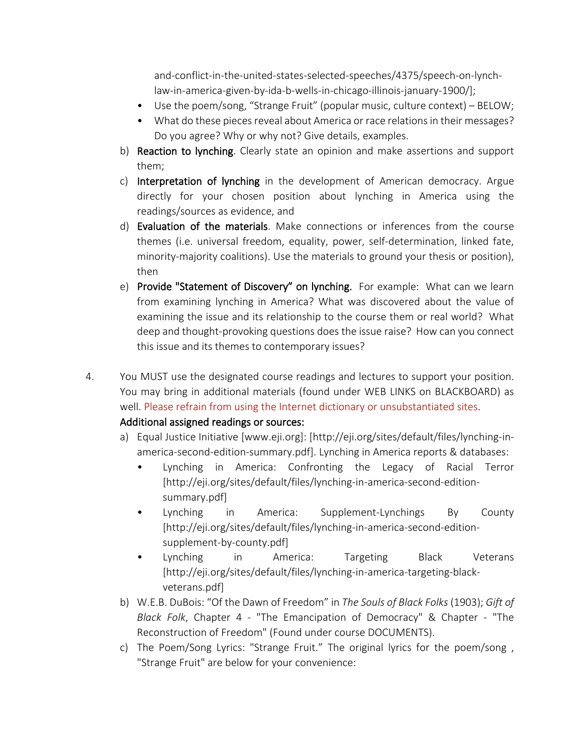and-conflict-in-the-united-states-selected-speeches/4375/speech-on-lynch-law-in-america-given-by-ida-b-wells-in-chicago-illinois-january-1900/];

- Use the poem/song, "Strange Fruit" (popular music, culture context) – BELOW;
- What do these pieces reveal about America or race relations in their messages? Do you agree? Why or why not? Give details, examples.

b) **Reaction to lynching**. Clearly state an opinion and make assertions and support them;

c) **Interpretation of lynching** in the development of American democracy. Argue directly for your chosen position about lynching in America using the readings/sources as evidence, and

d) **Evaluation of the materials**. Make connections or inferences from the course themes (i.e. universal freedom, equality, power, self-determination, linked fate, minority-majority coalitions). Use the materials to ground your thesis or position), then

e) **Provide "Statement of Discovery" on lynching.** For example: What can we learn from examining lynching in America? What was discovered about the value of examining the issue and its relationship to the course them or real world? What deep and thought-provoking questions does the issue raise? How can you connect this issue and its themes to contemporary issues?

4. You MUST use the designated course readings and lectures to support your position. You may bring in additional materials (found under WEB LINKS on BLACKBOARD) as well. Please refrain from using the Internet dictionary or unsubstantiated sites.

**Additional assigned readings or sources:**

a) Equal Justice Initiative [www.eji.org]: [http://eji.org/sites/default/files/lynching-in-america-second-edition-summary.pdf]. Lynching in America reports & databases:
   - Lynching in America: Confronting the Legacy of Racial Terror [http://eji.org/sites/default/files/lynching-in-america-second-edition-summary.pdf]
   - Lynching in America: Supplement-Lynchings By County [http://eji.org/sites/default/files/lynching-in-america-second-edition-supplement-by-county.pdf]
   - Lynching in America: Targeting Black Veterans [http://eji.org/sites/default/files/lynching-in-america-targeting-black-veterans.pdf]

b) W.E.B. DuBois: "Of the Dawn of Freedom" in *The Souls of Black Folks* (1903); *Gift of Black Folk*, Chapter 4 - "The Emancipation of Democracy" & Chapter - "The Reconstruction of Freedom" (Found under course DOCUMENTS).

c) The Poem/Song Lyrics: "Strange Fruit." The original lyrics for the poem/song , "Strange Fruit" are below for your convenience: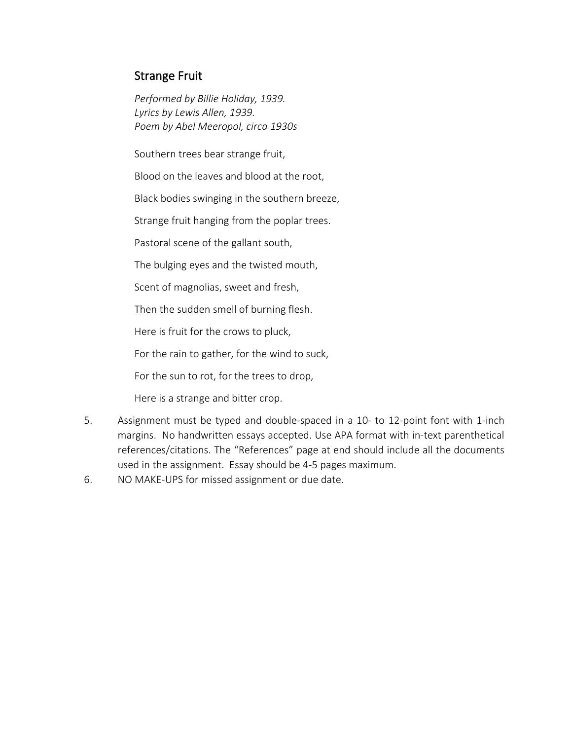## Strange Fruit

*Performed by Billie Holiday, 1939.*
*Lyrics by Lewis Allen, 1939.*
*Poem by Abel Meeropol, circa 1930s*

Southern trees bear strange fruit,

Blood on the leaves and blood at the root,

Black bodies swinging in the southern breeze,

Strange fruit hanging from the poplar trees.

Pastoral scene of the gallant south,

The bulging eyes and the twisted mouth,

Scent of magnolias, sweet and fresh,

Then the sudden smell of burning flesh.

Here is fruit for the crows to pluck,

For the rain to gather, for the wind to suck,

For the sun to rot, for the trees to drop,

Here is a strange and bitter crop.

5. Assignment must be typed and double-spaced in a 10- to 12-point font with 1-inch margins. No handwritten essays accepted. Use APA format with in-text parenthetical references/citations. The "References" page at end should include all the documents used in the assignment. Essay should be 4-5 pages maximum.
6. NO MAKE-UPS for missed assignment or due date.